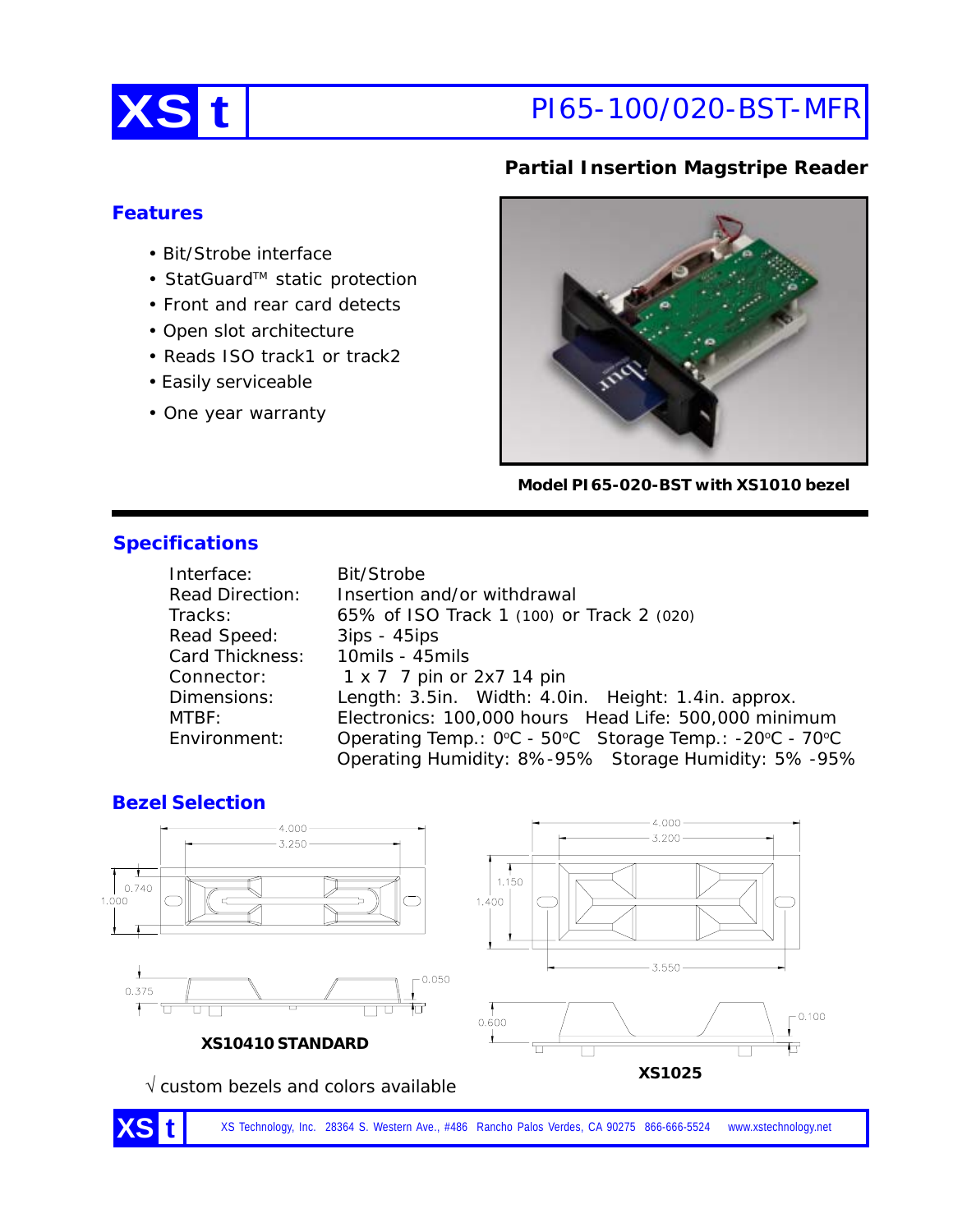# XS t PI65-100/020-BST-MFR

**Partial Insertion Magstripe Reader**

## Features

- Bit/Strobe interface
- StatGuard™ static protection
- Front and rear card detects
- Open slot architecture
- Reads ISO track1 or track2
- Easily serviceable
- One year warranty

**Model PI65-020-BST with XS1010 bezel**

## Specifications

| | |
|---|---|
| Interface: | Bit/Strobe |
| Read Direction: | Insertion and/or withdrawal |
| Tracks: | 65% of ISO Track 1 (100) or Track 2 (020) |
| Read Speed: | 3ips - 45ips |
| Card Thickness: | 10mils - 45mils |
| Connector: | 1 x 7 7 pin or 2x7 14 pin |
| Dimensions: | Length: 3.5in. Width: 4.0in. Height: 1.4in. approx. |
| MTBF: | Electronics: 100,000 hours Head Life: 500,000 minimum |
| Environment: | Operating Temp.: 0°C - 50°C Storage Temp.: -20°C - 70°C<br>Operating Humidity: 8%-95% Storage Humidity: 5% -95% |

## Bezel Selection

4.000, 3.250, 0.740, 1.000, 0.375, 0.050

**XS10410 STANDARD**

4.000, 3.200, 1.150, 1.400, 3.550, 0.600, 0.100

**XS1025**

√ custom bezels and colors available

XS Technology, Inc. 28364 S. Western Ave., #486 Rancho Palos Verdes, CA 90275 866-666-5524 www.xstechnology.net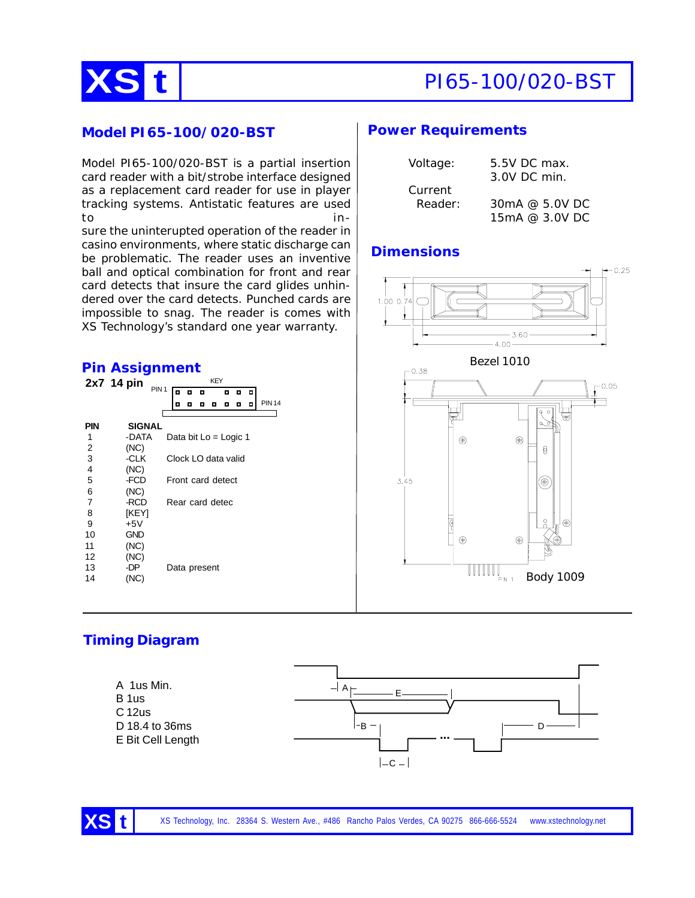# PI65-100/020-BST

## Model PI65-100/020-BST

Model PI65-100/020-BST is a partial insertion card reader with a bit/strobe interface designed as a replacement card reader for use in player tracking systems. Antistatic features are used to insure the uninterupted operation of the reader in casino environments, where static discharge can be problematic. The reader uses an inventive ball and optical combination for front and rear card detects that insure the card glides unhindered over the card detects. Punched cards are impossible to snag. The reader is comes with XS Technology's standard one year warranty.

## Pin Assignment

**2x7 14 pin**

KEY

PIN 1

PIN 14

| PIN | SIGNAL | |
|---|---|---|
| 1 | -DATA | Data bit Lo = Logic 1 |
| 2 | (NC) | |
| 3 | -CLK | Clock LO data valid |
| 4 | (NC) | |
| 5 | -FCD | Front card detect |
| 6 | (NC) | |
| 7 | -RCD | Rear card detec |
| 8 | [KEY] | |
| 9 | +5V | |
| 10 | GND | |
| 11 | (NC) | |
| 12 | (NC) | |
| 13 | -DP | Data present |
| 14 | (NC) | |

## Power Requirements

| | |
|---|---|
| Voltage: | 5.5V DC max.<br>3.0V DC min. |
| Current Reader: | 30mA @ 5.0V DC<br>15mA @ 3.0V DC |

## Dimensions

0.25

1.00 0.74

3.60

4.00

Bezel 1010

0.38

0.05

3.45

PIN 1

Body 1009

## Timing Diagram

A 1us Min.
B 1us
C 12us
D 18.4 to 36ms
E Bit Cell Length

A

E

B

D

C

...

XS Technology, Inc. 28364 S. Western Ave., #486 Rancho Palos Verdes, CA 90275 866-666-5524 www.xstechnology.net